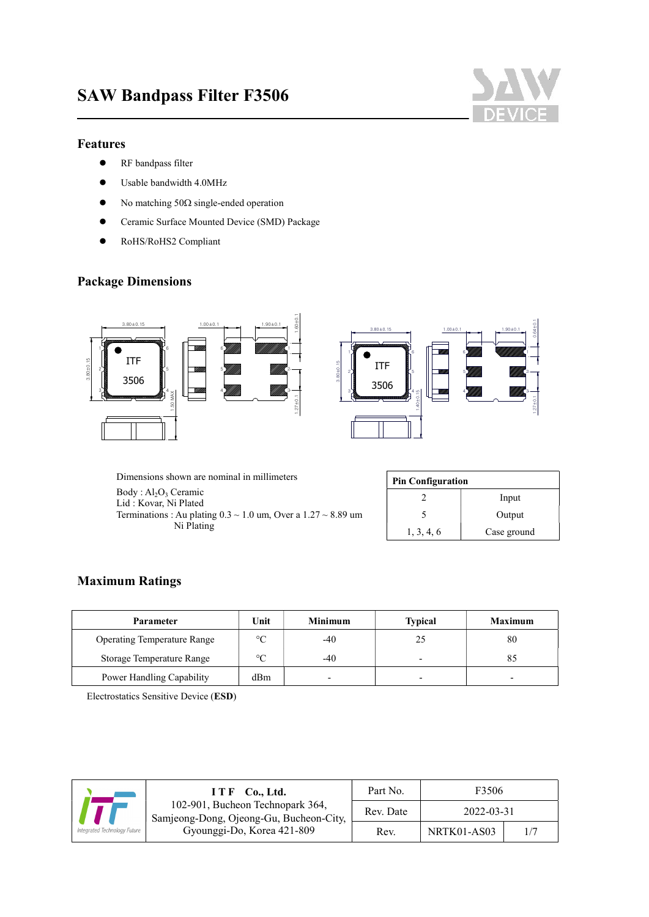# SAW Bandpass Filter F3506

## Features

- RF bandpass filter
- Usable bandwidth 4.0MHz
- No matching 50Ω single-ended operation
- Ceramic Surface Mounted Device (SMD) Package
- RoHS/RoHS2 Compliant

## Package Dimensions

Dimensions shown are nominal in millimeters

Body : $Al_2O_3$ Ceramic
Lid : Kovar, Ni Plated
Terminations : Au plating 0.3 ~ 1.0 um, Over a 1.27 ~ 8.89 um Ni Plating

| Pin Configuration | |
|---|---|
| 2 | Input |
| 5 | Output |
| 1, 3, 4, 6 | Case ground |

## Maximum Ratings

| Parameter | Unit | Minimum | Typical | Maximum |
|---|---|---|---|---|
| Operating Temperature Range | °C | -40 | 25 | 80 |
| Storage Temperature Range | °C | -40 | - | 85 |
| Power Handling Capability | dBm | - | - | - |

Electrostatics Sensitive Device (**ESD**)

| | **I T F Co., Ltd.** 102-901, Bucheon Technopark 364, Samjeong-Dong, Ojeong-Gu, Bucheon-City, Gyounggi-Do, Korea 421-809 | Part No. | F3506 | |
|---|---|---|---|---|
| | | Rev. Date | 2022-03-31 | |
| | | Rev. | NRTK01-AS03 | 1/7 |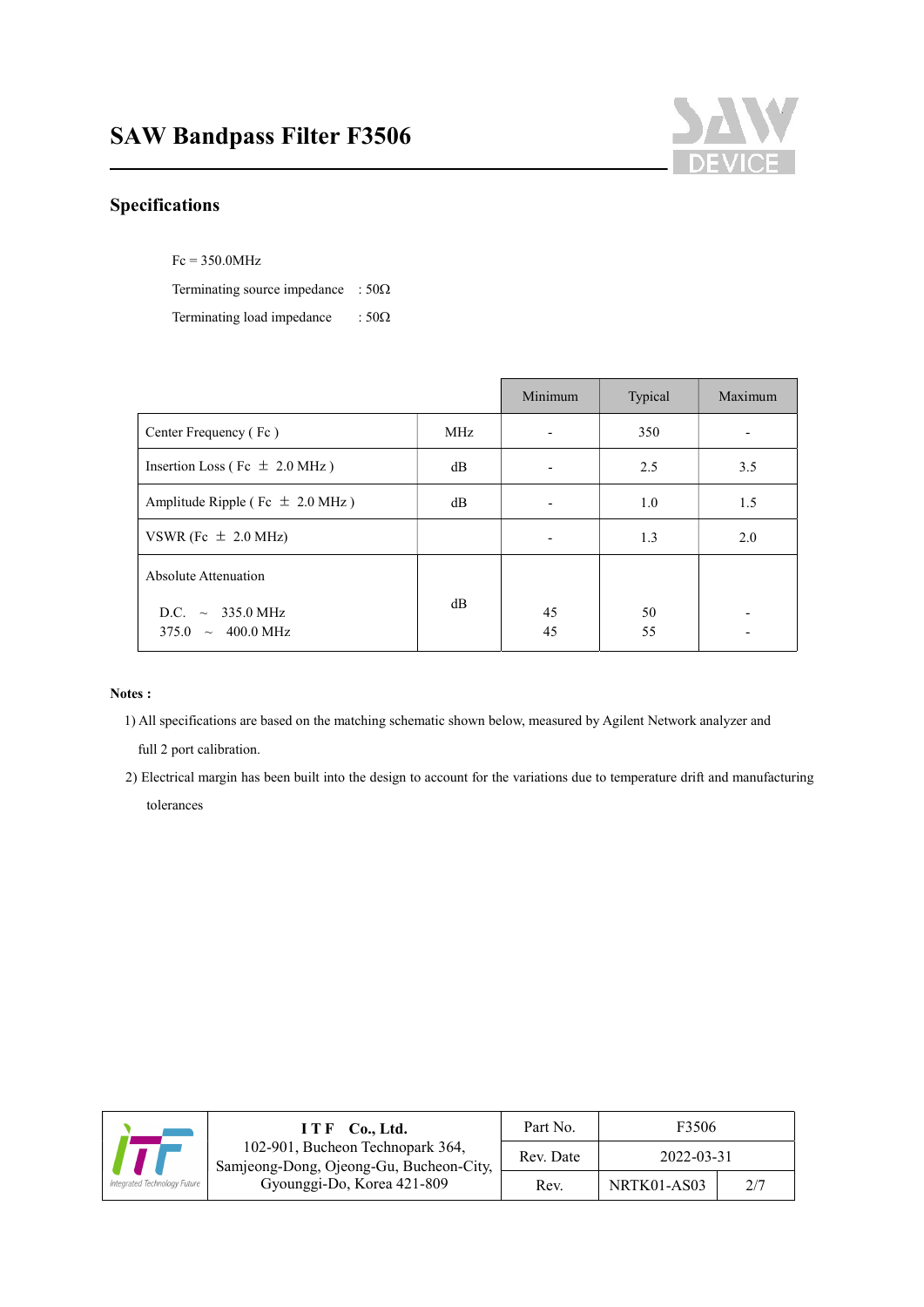# SAW Bandpass Filter F3506

## Specifications

Fc = 350.0MHz

Terminating source impedance : 50Ω

Terminating load impedance : 50Ω

| | | Minimum | Typical | Maximum |
|---|---|---|---|---|
| Center Frequency ( Fc ) | MHz | - | 350 | - |
| Insertion Loss ( Fc ± 2.0 MHz ) | dB | - | 2.5 | 3.5 |
| Amplitude Ripple ( Fc ± 2.0 MHz ) | dB | - | 1.0 | 1.5 |
| VSWR (Fc ± 2.0 MHz) | | - | 1.3 | 2.0 |
| Absolute Attenuation | dB | | | |
| D.C. ~ 335.0 MHz | | 45 | 50 | - |
| 375.0 ~ 400.0 MHz | | 45 | 55 | - |

**Notes :**

1) All specifications are based on the matching schematic shown below, measured by Agilent Network analyzer and full 2 port calibration.

2) Electrical margin has been built into the design to account for the variations due to temperature drift and manufacturing tolerances

| ITF Co., Ltd.<br>102-901, Bucheon Technopark 364,<br>Samjeong-Dong, Ojeong-Gu, Bucheon-City,<br>Gyounggi-Do, Korea 421-809 | Part No. | F3506 | |
|---|---|---|---|
| | Rev. Date | 2022-03-31 | |
| | Rev. | NRTK01-AS03 | 2/7 |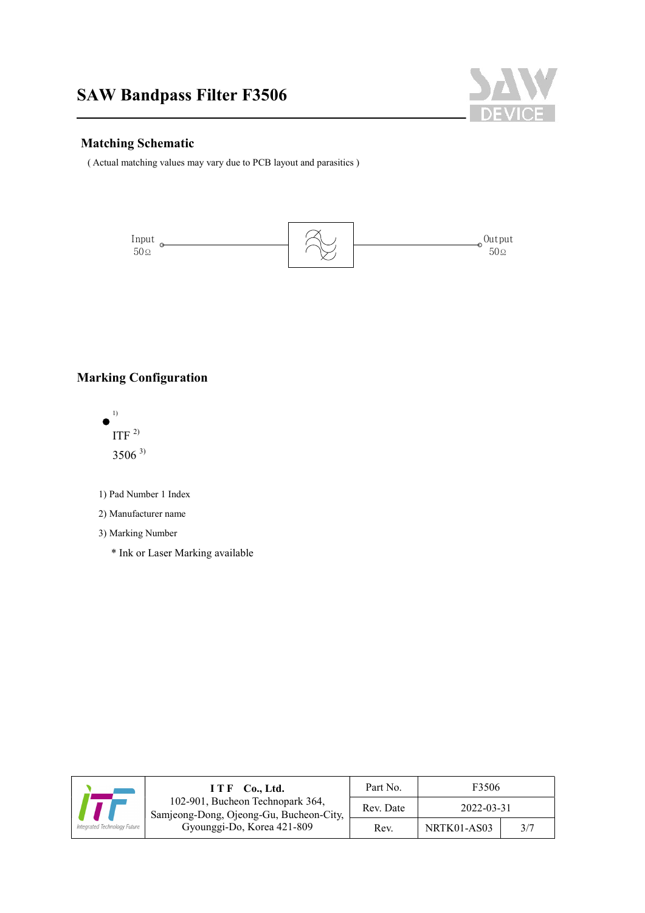## Matching Schematic

( Actual matching values may vary due to PCB layout and parasitics )

Input 50Ω

Output 50Ω

## Marking Configuration

● [1]

ITF [2]

3506 [3]

1) Pad Number 1 Index
2) Manufacturer name
3) Marking Number

\* Ink or Laser Marking available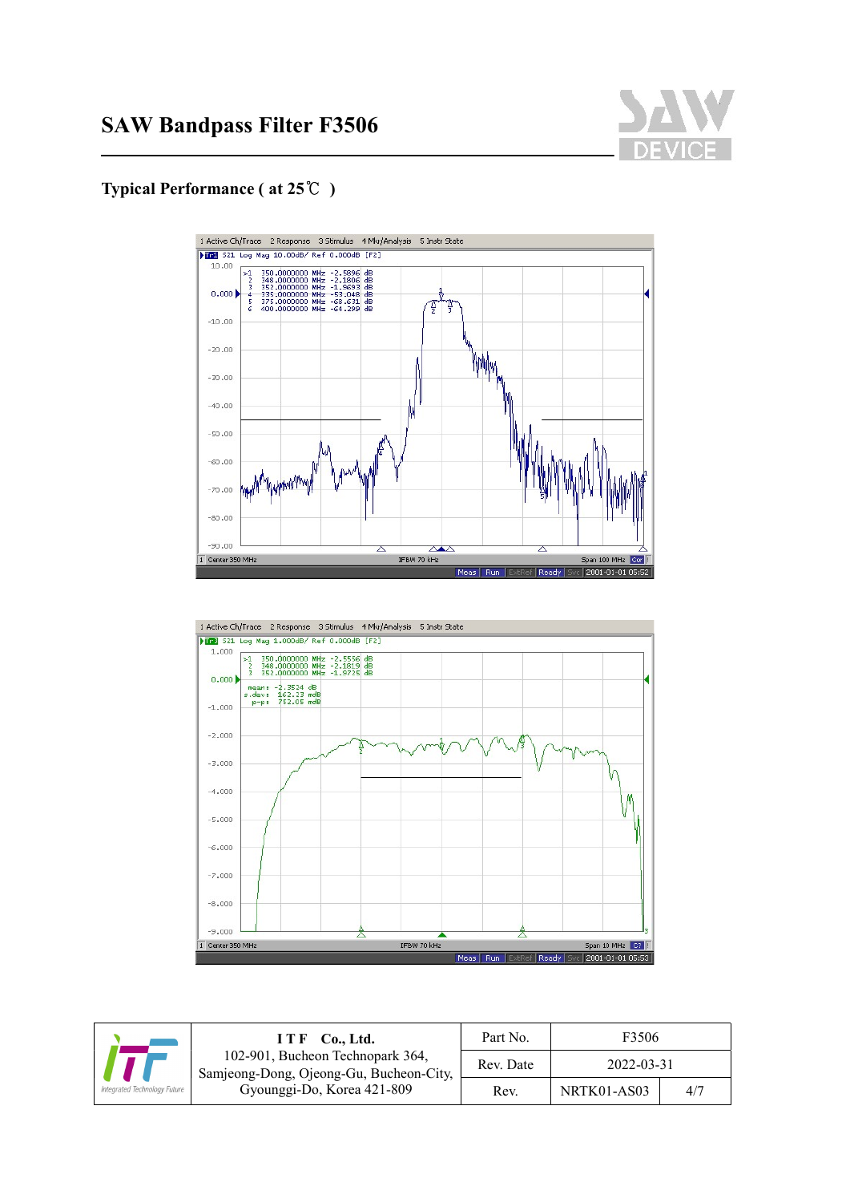## Typical Performance ( at 25℃ )

1 Active Ch/Trace 2 Response 3 Stimulus 4 Mkr/Analysis 5 Instr State

Tr1 S21 Log Mag 10.00dB/ Ref 0.000dB [F2]

| Marker | Frequency | Value |
|---|---|---|
| >1 | 350.0000000 MHz | -2.5896 dB |
| 2 | 348.0000000 MHz | -2.1806 dB |
| 3 | 352.0000000 MHz | -1.9693 dB |
| 4 | 335.0000000 MHz | -53.048 dB |
| 5 | 375.0000000 MHz | -68.631 dB |
| 6 | 400.0000000 MHz | -64.299 dB |

1 Center 350 MHz IFBW 70 kHz Span 100 MHz

Meas Run ExtRef Ready Svc 2001-01-01 05:52

1 Active Ch/Trace 2 Response 3 Stimulus 4 Mkr/Analysis 5 Instr State

Tr3 S21 Log Mag 1.000dB/ Ref 0.000dB [F2]

| Marker | Frequency | Value |
|---|---|---|
| >1 | 350.0000000 MHz | -2.5556 dB |
| 2 | 348.0000000 MHz | -2.1819 dB |
| 3 | 352.0000000 MHz | -1.9725 dB |

mean: -2.3524 dB
s.dev: 162.23 mdB
p-p: 752.05 mdB

1 Center 350 MHz IFBW 70 kHz Span 10 MHz

Meas Run ExtRef Ready Svc 2001-01-01 05:53

| | I T F Co., Ltd. 102-901, Bucheon Technopark 364, Samjeong-Dong, Ojeong-Gu, Bucheon-City, Gyounggi-Do, Korea 421-809 | Part No. | F3506 | |
|---|---|---|---|---|
| | | Rev. Date | 2022-03-31 | |
| | | Rev. | NRTK01-AS03 | 4/7 |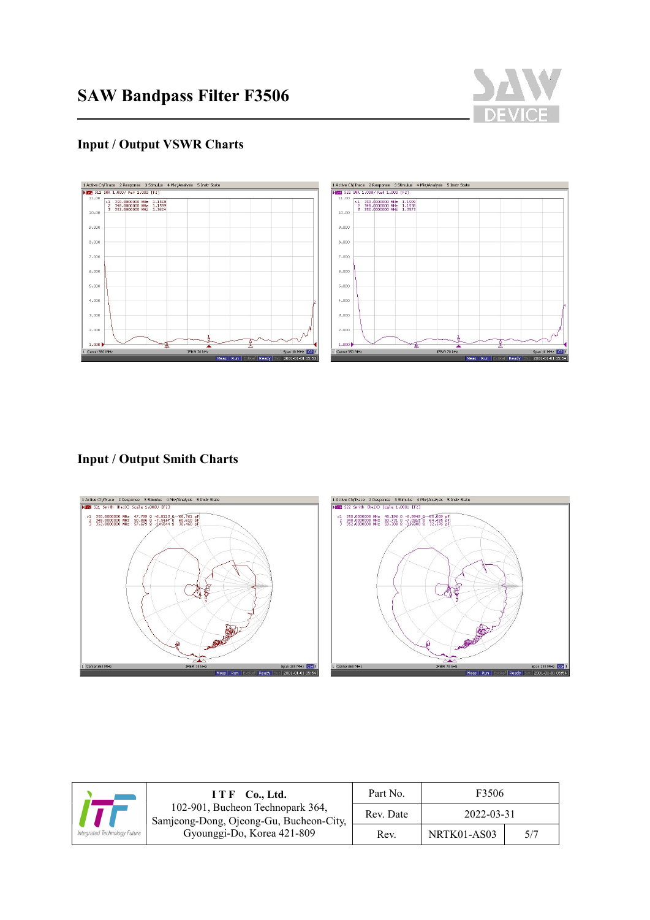# SAW Bandpass Filter F3506

## Input / Output VSWR Charts

## Input / Output Smith Charts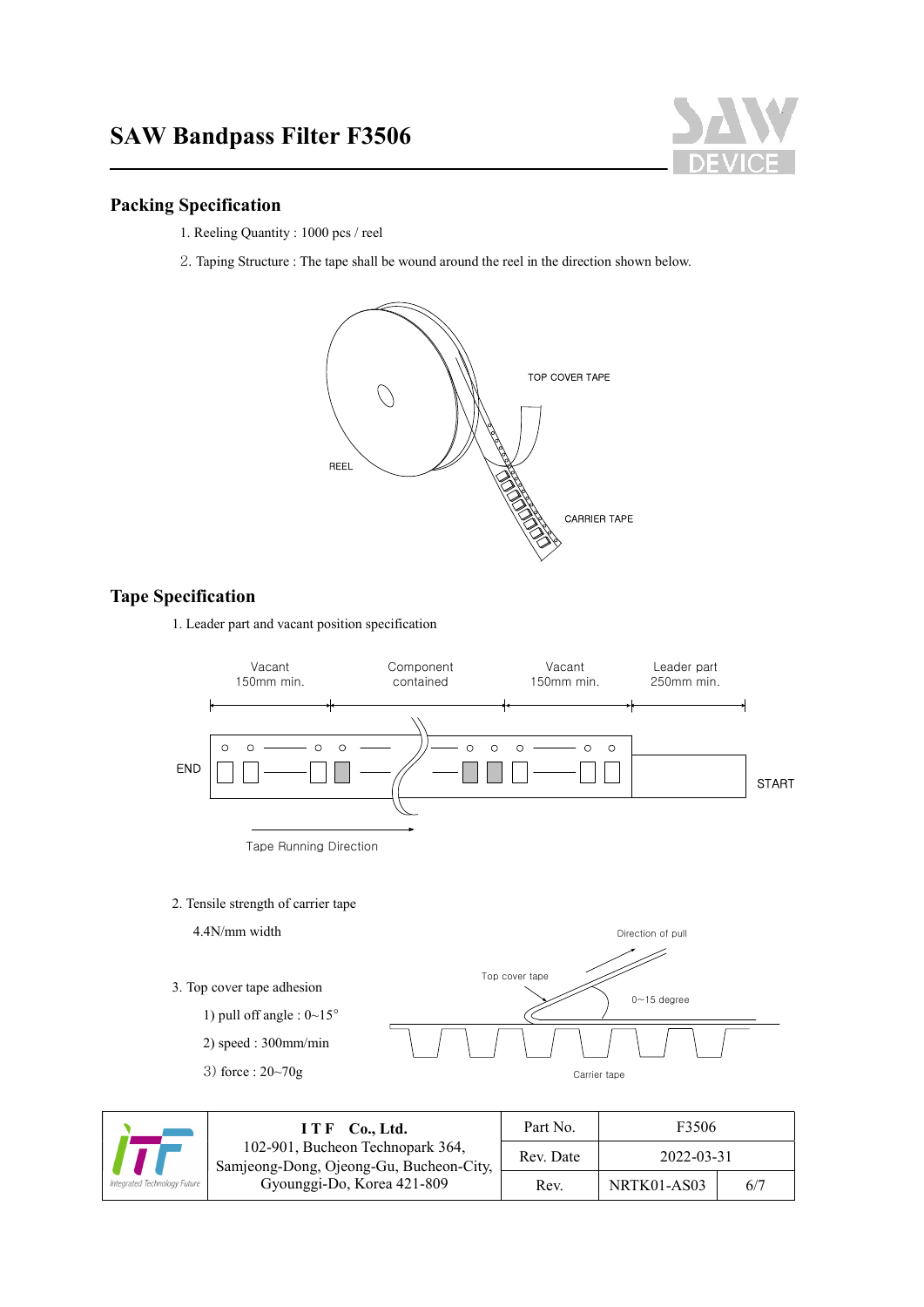## Packing Specification

1. Reeling Quantity : 1000 pcs / reel
2. Taping Structure : The tape shall be wound around the reel in the direction shown below.

## Tape Specification

1. Leader part and vacant position specification

2. Tensile strength of carrier tape

   4.4N/mm width

3. Top cover tape adhesion

   1) pull off angle : 0~15°

   2) speed : 300mm/min

   3) force : 20~70g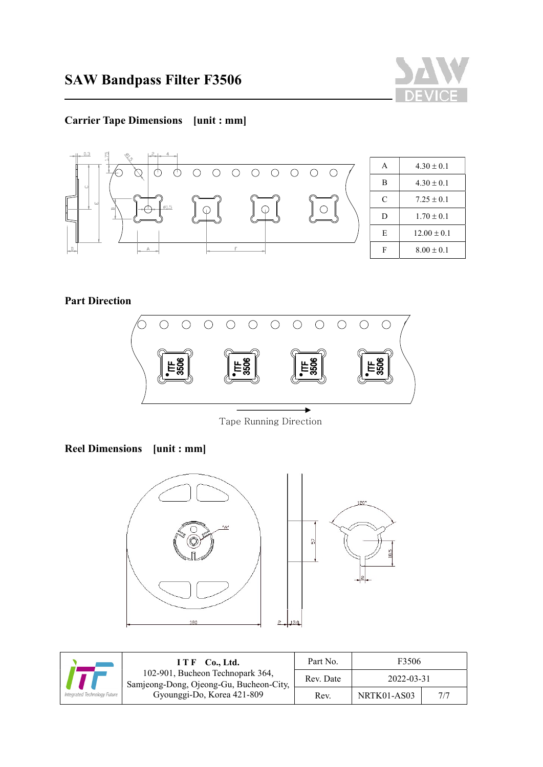# SAW Bandpass Filter F3506

## Carrier Tape Dimensions [unit : mm]

0.3
1.75
Ø1.5
2
4
C
E
B
Ø1.5
D
A
F

| | |
|---|---|
| A | 4.30 ± 0.1 |
| B | 4.30 ± 0.1 |
| C | 7.25 ± 0.1 |
| D | 1.70 ± 0.1 |
| E | 12.00 ± 0.1 |
| F | 8.00 ± 0.1 |

## Part Direction

ITF 3506
ITF 3506
ITF 3506
ITF 3506

Tape Running Direction

## Reel Dimensions [unit : mm]

180
57
2
13.0
120°
10.5
2

| | | | |
|---|---|---|---|
| ITF Integrated Technology Future | **I T F Co., Ltd.** 102-901, Bucheon Technopark 364, Samjeong-Dong, Ojeong-Gu, Bucheon-City, Gyounggi-Do, Korea 421-809 | Part No. | F3506 |
| | | Rev. Date | 2022-03-31 |
| | | Rev. | NRTK01-AS03 |